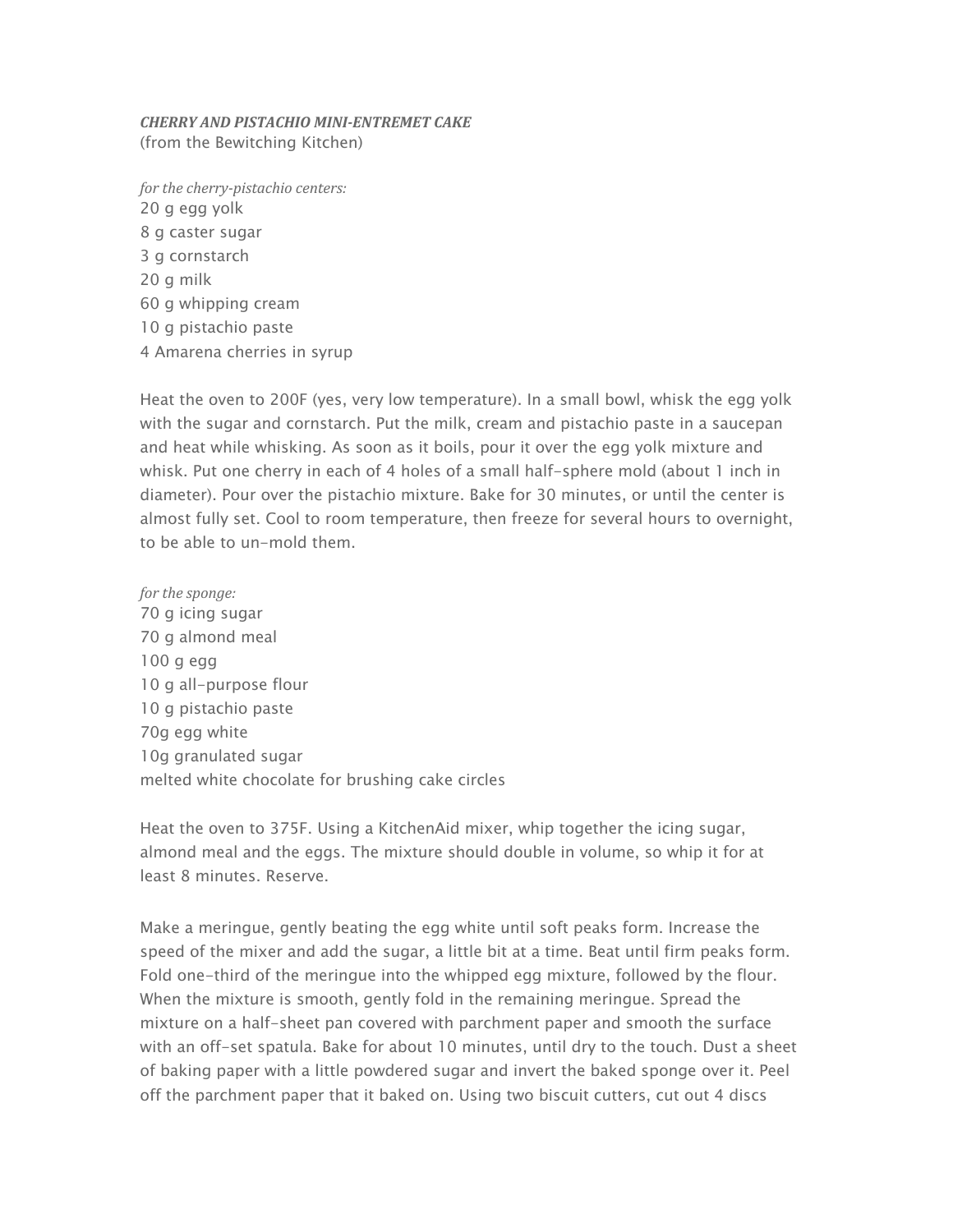***CHERRY AND PISTACHIO MINI-ENTREMET CAKE***
(from the Bewitching Kitchen)

*for the cherry-pistachio centers:*
20 g egg yolk
8 g caster sugar
3 g cornstarch
20 g milk
60 g whipping cream
10 g pistachio paste
4 Amarena cherries in syrup

Heat the oven to 200F (yes, very low temperature). In a small bowl, whisk the egg yolk with the sugar and cornstarch. Put the milk, cream and pistachio paste in a saucepan and heat while whisking. As soon as it boils, pour it over the egg yolk mixture and whisk. Put one cherry in each of 4 holes of a small half-sphere mold (about 1 inch in diameter). Pour over the pistachio mixture. Bake for 30 minutes, or until the center is almost fully set. Cool to room temperature, then freeze for several hours to overnight, to be able to un-mold them.

*for the sponge:*
70 g icing sugar
70 g almond meal
100 g egg
10 g all-purpose flour
10 g pistachio paste
70g egg white
10g granulated sugar
melted white chocolate for brushing cake circles

Heat the oven to 375F. Using a KitchenAid mixer, whip together the icing sugar, almond meal and the eggs. The mixture should double in volume, so whip it for at least 8 minutes. Reserve.

Make a meringue, gently beating the egg white until soft peaks form. Increase the speed of the mixer and add the sugar, a little bit at a time. Beat until firm peaks form. Fold one-third of the meringue into the whipped egg mixture, followed by the flour. When the mixture is smooth, gently fold in the remaining meringue. Spread the mixture on a half-sheet pan covered with parchment paper and smooth the surface with an off-set spatula. Bake for about 10 minutes, until dry to the touch. Dust a sheet of baking paper with a little powdered sugar and invert the baked sponge over it. Peel off the parchment paper that it baked on. Using two biscuit cutters, cut out 4 discs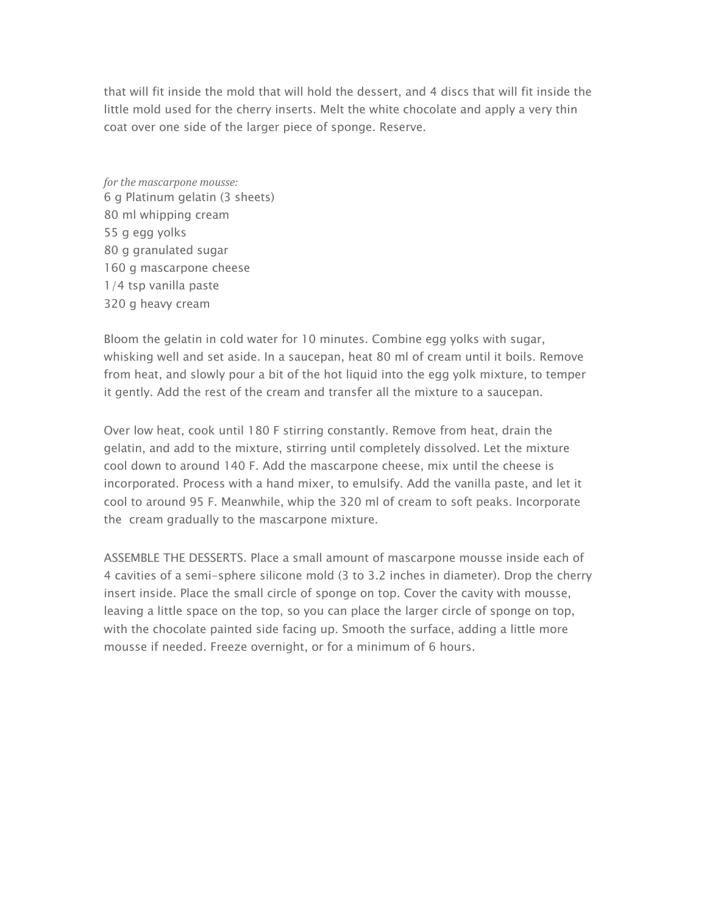that will fit inside the mold that will hold the dessert, and 4 discs that will fit inside the little mold used for the cherry inserts. Melt the white chocolate and apply a very thin coat over one side of the larger piece of sponge. Reserve.

*for the mascarpone mousse:*
6 g Platinum gelatin (3 sheets)
80 ml whipping cream
55 g egg yolks
80 g granulated sugar
160 g mascarpone cheese
1/4 tsp vanilla paste
320 g heavy cream

Bloom the gelatin in cold water for 10 minutes. Combine egg yolks with sugar, whisking well and set aside. In a saucepan, heat 80 ml of cream until it boils. Remove from heat, and slowly pour a bit of the hot liquid into the egg yolk mixture, to temper it gently. Add the rest of the cream and transfer all the mixture to a saucepan.

Over low heat, cook until 180 F stirring constantly. Remove from heat, drain the gelatin, and add to the mixture, stirring until completely dissolved. Let the mixture cool down to around 140 F. Add the mascarpone cheese, mix until the cheese is incorporated. Process with a hand mixer, to emulsify. Add the vanilla paste, and let it cool to around 95 F. Meanwhile, whip the 320 ml of cream to soft peaks. Incorporate the cream gradually to the mascarpone mixture.

ASSEMBLE THE DESSERTS. Place a small amount of mascarpone mousse inside each of 4 cavities of a semi-sphere silicone mold (3 to 3.2 inches in diameter). Drop the cherry insert inside. Place the small circle of sponge on top. Cover the cavity with mousse, leaving a little space on the top, so you can place the larger circle of sponge on top, with the chocolate painted side facing up. Smooth the surface, adding a little more mousse if needed. Freeze overnight, or for a minimum of 6 hours.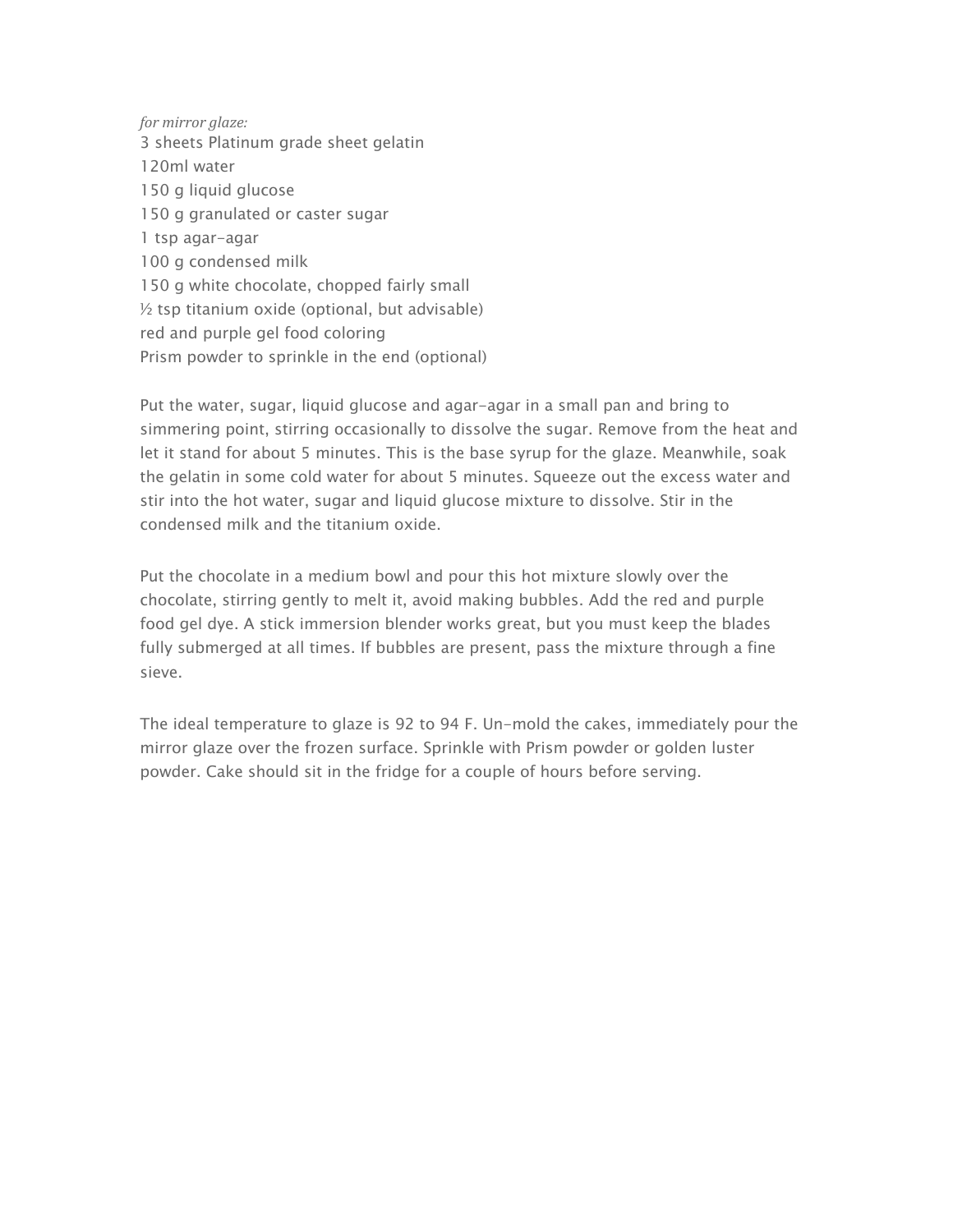*for mirror glaze:*

3 sheets Platinum grade sheet gelatin
120ml water
150 g liquid glucose
150 g granulated or caster sugar
1 tsp agar-agar
100 g condensed milk
150 g white chocolate, chopped fairly small
½ tsp titanium oxide (optional, but advisable)
red and purple gel food coloring
Prism powder to sprinkle in the end (optional)

Put the water, sugar, liquid glucose and agar-agar in a small pan and bring to simmering point, stirring occasionally to dissolve the sugar. Remove from the heat and let it stand for about 5 minutes. This is the base syrup for the glaze. Meanwhile, soak the gelatin in some cold water for about 5 minutes. Squeeze out the excess water and stir into the hot water, sugar and liquid glucose mixture to dissolve. Stir in the condensed milk and the titanium oxide.

Put the chocolate in a medium bowl and pour this hot mixture slowly over the chocolate, stirring gently to melt it, avoid making bubbles. Add the red and purple food gel dye. A stick immersion blender works great, but you must keep the blades fully submerged at all times. If bubbles are present, pass the mixture through a fine sieve.

The ideal temperature to glaze is 92 to 94 F. Un-mold the cakes, immediately pour the mirror glaze over the frozen surface. Sprinkle with Prism powder or golden luster powder. Cake should sit in the fridge for a couple of hours before serving.